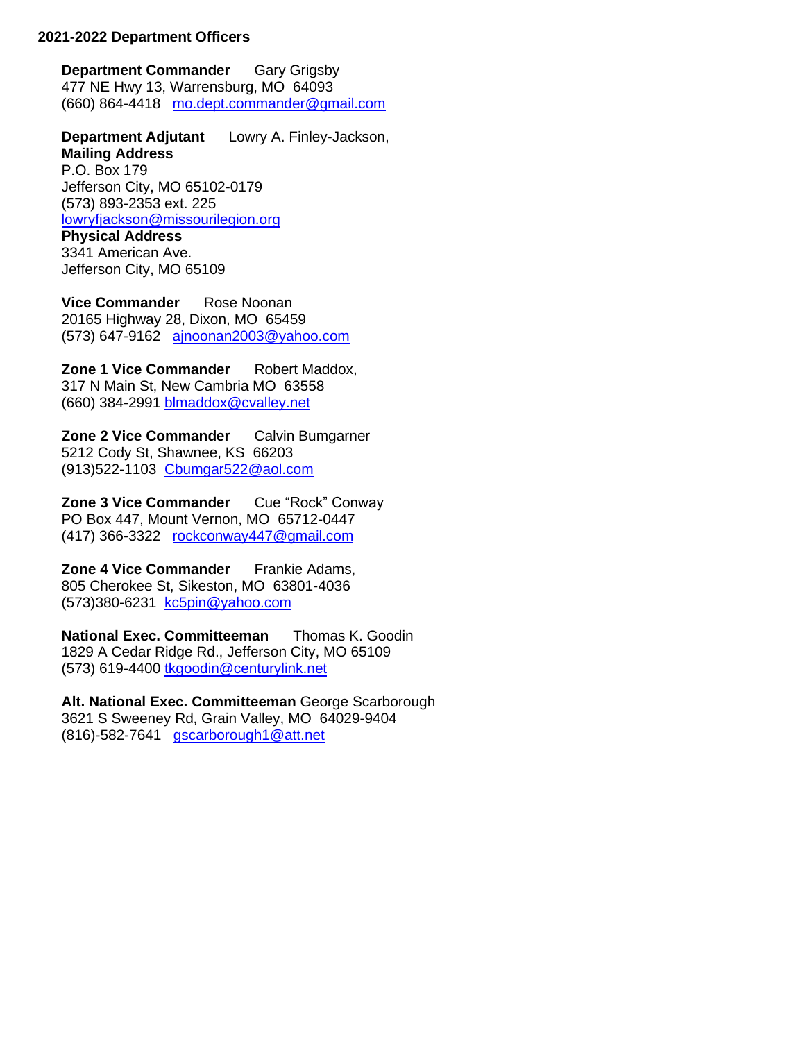**2021-2022 Department Officers**

**Department Commander** Gary Grigsby
477 NE Hwy 13, Warrensburg, MO 64093
(660) 864-4418 mo.dept.commander@gmail.com

**Department Adjutant** Lowry A. Finley-Jackson,
**Mailing Address**
P.O. Box 179
Jefferson City, MO 65102-0179
(573) 893-2353 ext. 225
lowryfjackson@missourilegion.org
**Physical Address**
3341 American Ave.
Jefferson City, MO 65109

**Vice Commander** Rose Noonan
20165 Highway 28, Dixon, MO 65459
(573) 647-9162 ajnoonan2003@yahoo.com

**Zone 1 Vice Commander** Robert Maddox,
317 N Main St, New Cambria MO 63558
(660) 384-2991 blmaddox@cvalley.net

**Zone 2 Vice Commander** Calvin Bumgarner
5212 Cody St, Shawnee, KS 66203
(913)522-1103 Cbumgar522@aol.com

**Zone 3 Vice Commander** Cue "Rock" Conway
PO Box 447, Mount Vernon, MO 65712-0447
(417) 366-3322 rockconway447@gmail.com

**Zone 4 Vice Commander** Frankie Adams,
805 Cherokee St, Sikeston, MO 63801-4036
(573)380-6231 kc5pin@yahoo.com

**National Exec. Committeeman** Thomas K. Goodin
1829 A Cedar Ridge Rd., Jefferson City, MO 65109
(573) 619-4400 tkgoodin@centurylink.net

**Alt. National Exec. Committeeman** George Scarborough
3621 S Sweeney Rd, Grain Valley, MO 64029-9404
(816)-582-7641 gscarborough1@att.net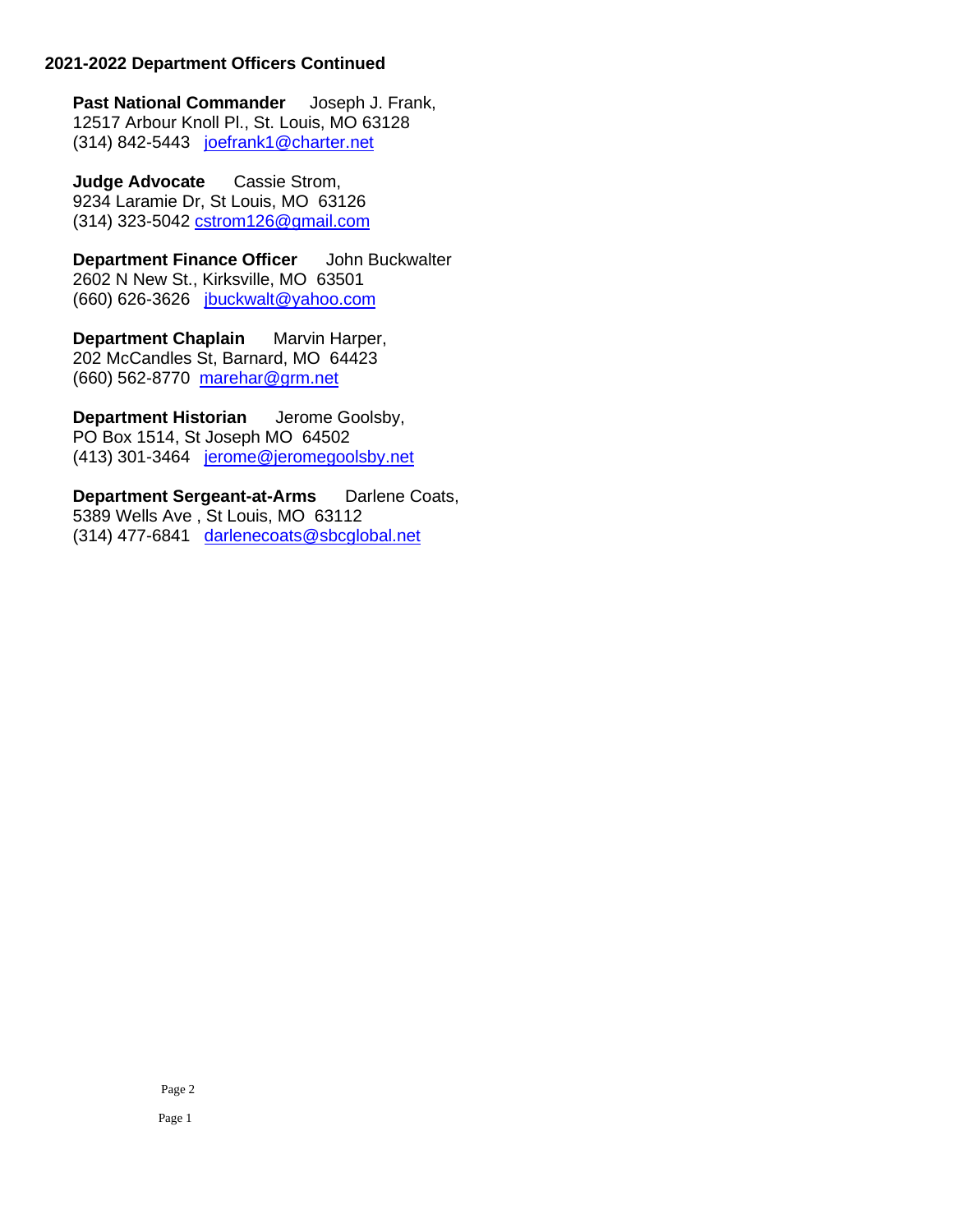**2021-2022 Department Officers Continued**

**Past National Commander** Joseph J. Frank,
12517 Arbour Knoll Pl., St. Louis, MO 63128
(314) 842-5443 joefrank1@charter.net

**Judge Advocate** Cassie Strom,
9234 Laramie Dr, St Louis, MO 63126
(314) 323-5042 cstrom126@gmail.com

**Department Finance Officer** John Buckwalter
2602 N New St., Kirksville, MO 63501
(660) 626-3626 jbuckwalt@yahoo.com

**Department Chaplain** Marvin Harper,
202 McCandles St, Barnard, MO 64423
(660) 562-8770 marehar@grm.net

**Department Historian** Jerome Goolsby,
PO Box 1514, St Joseph MO 64502
(413) 301-3464 jerome@jeromegoolsby.net

**Department Sergeant-at-Arms** Darlene Coats,
5389 Wells Ave , St Louis, MO 63112
(314) 477-6841 darlenecoats@sbcglobal.net